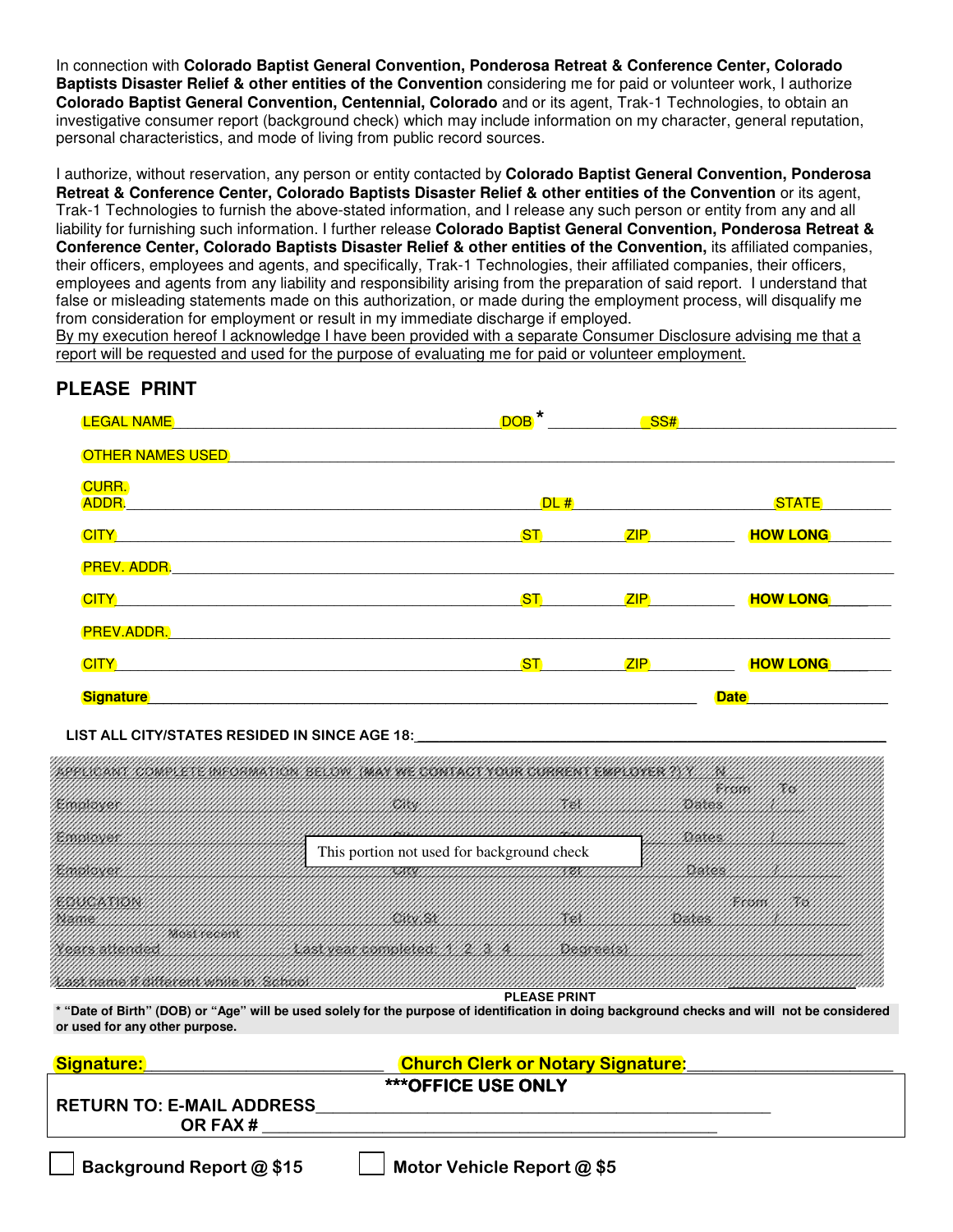In connection with **Colorado Baptist General Convention, Ponderosa Retreat & Conference Center, Colorado Baptists Disaster Relief & other entities of the Convention** considering me for paid or volunteer work, I authorize **Colorado Baptist General Convention, Centennial, Colorado** and or its agent, Trak-1 Technologies, to obtain an investigative consumer report (background check) which may include information on my character, general reputation, personal characteristics, and mode of living from public record sources.

I authorize, without reservation, any person or entity contacted by **Colorado Baptist General Convention, Ponderosa Retreat & Conference Center, Colorado Baptists Disaster Relief & other entities of the Convention** or its agent, Trak-1 Technologies to furnish the above-stated information, and I release any such person or entity from any and all liability for furnishing such information. I further release **Colorado Baptist General Convention, Ponderosa Retreat & Conference Center, Colorado Baptists Disaster Relief & other entities of the Convention,** its affiliated companies, their officers, employees and agents, and specifically, Trak-1 Technologies, their affiliated companies, their officers, employees and agents from any liability and responsibility arising from the preparation of said report. I understand that false or misleading statements made on this authorization, or made during the employment process, will disqualify me from consideration for employment or result in my immediate discharge if employed.
<u>By my execution hereof I acknowledge I have been provided with a separate Consumer Disclosure advising me that a report will be requested and used for the purpose of evaluating me for paid or volunteer employment.</u>

## PLEASE PRINT

LEGAL NAME ______________________________ DOB * ____________ SS# ____________________

OTHER NAMES USED ____________________________________________________________

CURR. ADDR. ______________________________ DL # ____________________ STATE __________

CITY ______________________________ ST __________ ZIP __________ HOW LONG __________

PREV. ADDR. ____________________________________________________________

CITY ______________________________ ST __________ ZIP __________ HOW LONG __________

PREV.ADDR. ____________________________________________________________

CITY ______________________________ ST __________ ZIP __________ HOW LONG __________

Signature ____________________________________________________ Date ______________

**LIST ALL CITY/STATES RESIDED IN SINCE AGE 18:** ____________________________________________

APPLICANT COMPLETE INFORMATION BELOW (MAY WE CONTACT YOUR CURRENT EMPLOYER?) Y N

Employer __________ City __________ Tel __________ Dates From / To __________

Employer __________ City __________ Tel __________ Dates From / To __________

Employer __________ City __________ Tel __________ Dates From / To __________

This portion not used for background check

EDUCATION
Name __________ City St __________ Tel __________ Dates From / To __________
Most recent
Years attended __________ Last year completed: 1 2 3 4 Degree(s) __________

Last name if different while in School __________

PLEASE PRINT

**\* "Date of Birth" (DOB) or "Age" will be used solely for the purpose of identification in doing background checks and will not be considered or used for any other purpose.**

**Signature:** ____________________ **Church Clerk or Notary Signature:** ____________________

**\*\*\*OFFICE USE ONLY**

**RETURN TO: E-MAIL ADDRESS** ____________________________________________

**OR FAX #** ____________________________________________

☐ **Background Report @ $15** ☐ **Motor Vehicle Report @ $5**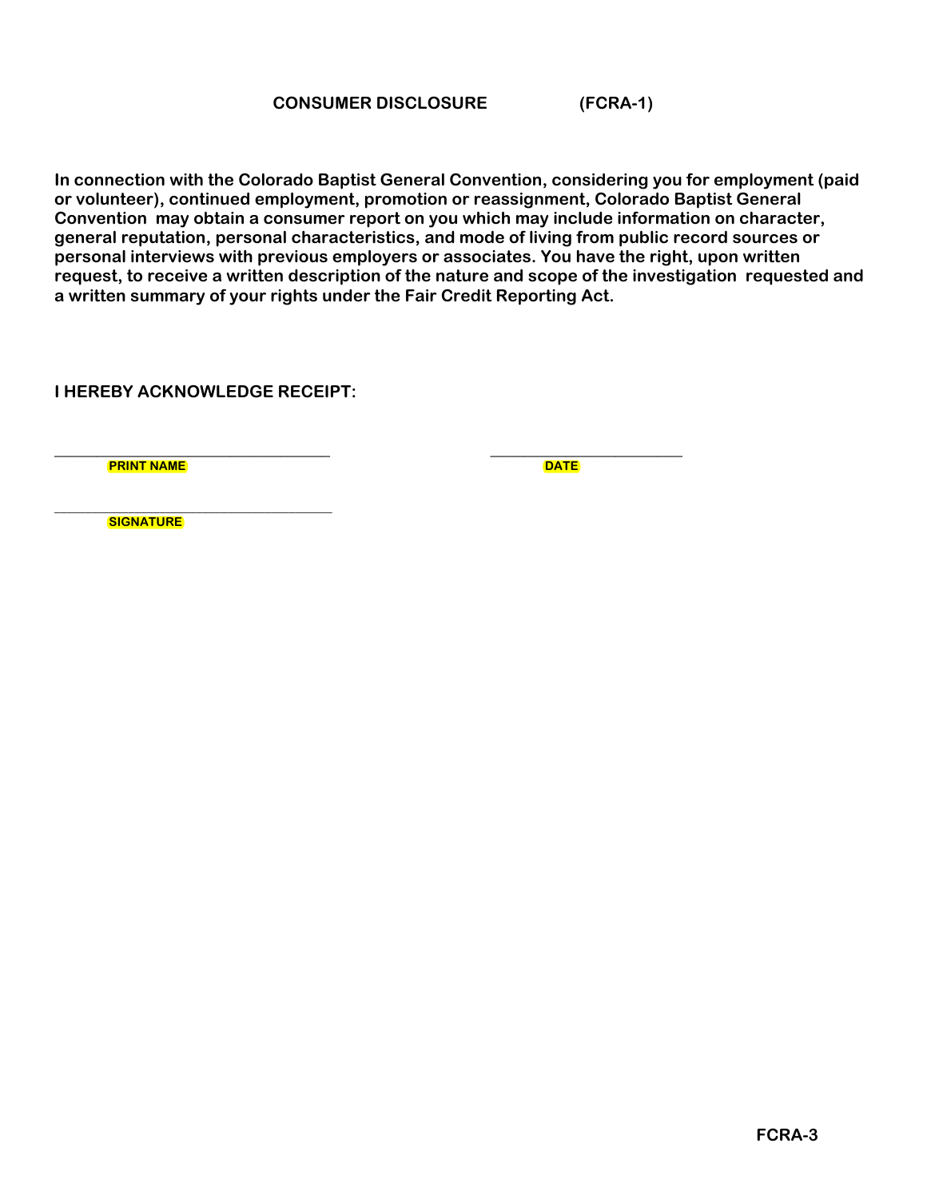**CONSUMER DISCLOSURE (FCRA-1)**

**In connection with the Colorado Baptist General Convention, considering you for employment (paid or volunteer), continued employment, promotion or reassignment, Colorado Baptist General Convention may obtain a consumer report on you which may include information on character, general reputation, personal characteristics, and mode of living from public record sources or personal interviews with previous employers or associates. You have the right, upon written request, to receive a written description of the nature and scope of the investigation requested and a written summary of your rights under the Fair Credit Reporting Act.**

**I HEREBY ACKNOWLEDGE RECEIPT:**

______________________________ ______________________

**PRINT NAME** **DATE**

______________________________

**SIGNATURE**

**FCRA-3**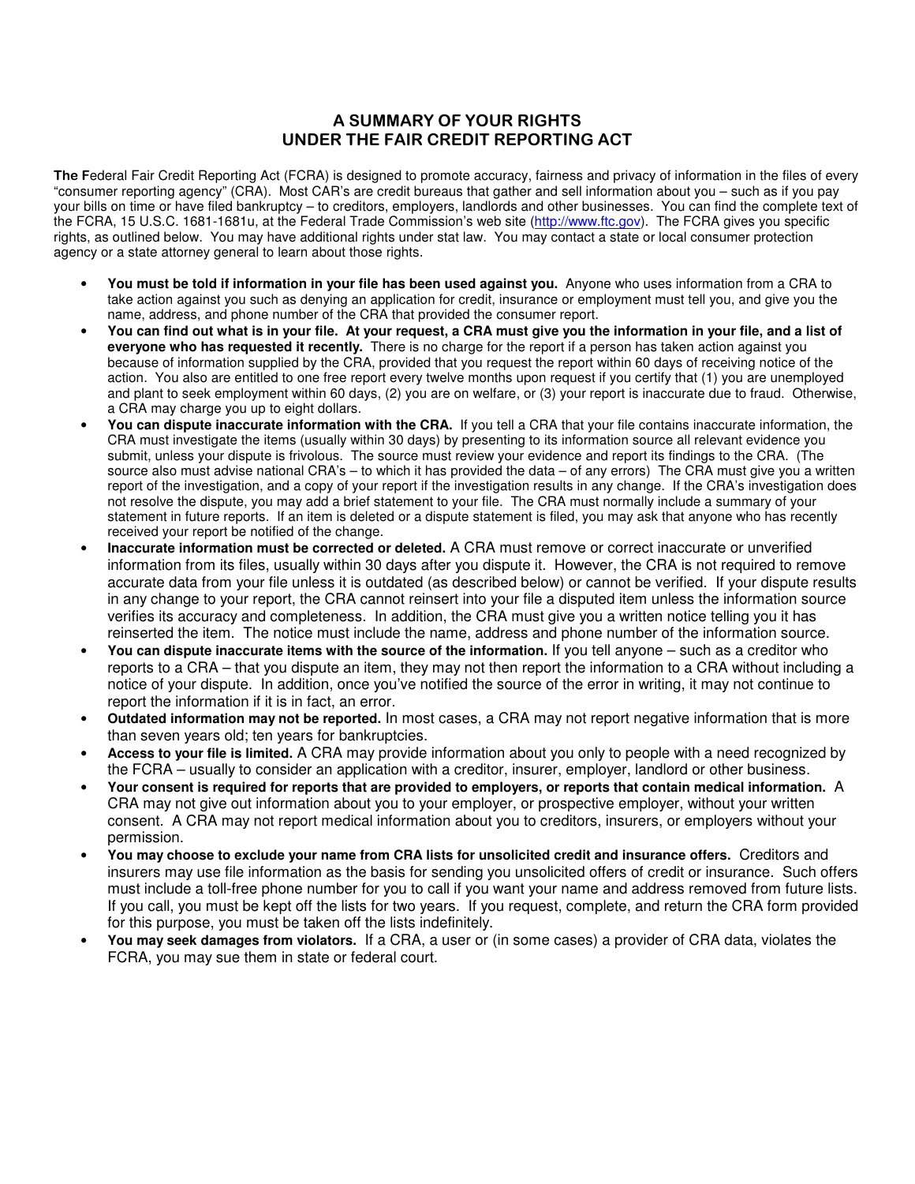# A SUMMARY OF YOUR RIGHTS UNDER THE FAIR CREDIT REPORTING ACT

**The F**ederal Fair Credit Reporting Act (FCRA) is designed to promote accuracy, fairness and privacy of information in the files of every "consumer reporting agency" (CRA). Most CAR's are credit bureaus that gather and sell information about you – such as if you pay your bills on time or have filed bankruptcy – to creditors, employers, landlords and other businesses. You can find the complete text of the FCRA, 15 U.S.C. 1681-1681u, at the Federal Trade Commission's web site (http://www.ftc.gov). The FCRA gives you specific rights, as outlined below. You may have additional rights under stat law. You may contact a state or local consumer protection agency or a state attorney general to learn about those rights.

- **You must be told if information in your file has been used against you.** Anyone who uses information from a CRA to take action against you such as denying an application for credit, insurance or employment must tell you, and give you the name, address, and phone number of the CRA that provided the consumer report.
- **You can find out what is in your file. At your request, a CRA must give you the information in your file, and a list of everyone who has requested it recently.** There is no charge for the report if a person has taken action against you because of information supplied by the CRA, provided that you request the report within 60 days of receiving notice of the action. You also are entitled to one free report every twelve months upon request if you certify that (1) you are unemployed and plant to seek employment within 60 days, (2) you are on welfare, or (3) your report is inaccurate due to fraud. Otherwise, a CRA may charge you up to eight dollars.
- **You can dispute inaccurate information with the CRA.** If you tell a CRA that your file contains inaccurate information, the CRA must investigate the items (usually within 30 days) by presenting to its information source all relevant evidence you submit, unless your dispute is frivolous. The source must review your evidence and report its findings to the CRA. (The source also must advise national CRA's – to which it has provided the data – of any errors) The CRA must give you a written report of the investigation, and a copy of your report if the investigation results in any change. If the CRA's investigation does not resolve the dispute, you may add a brief statement to your file. The CRA must normally include a summary of your statement in future reports. If an item is deleted or a dispute statement is filed, you may ask that anyone who has recently received your report be notified of the change.
- **Inaccurate information must be corrected or deleted.** A CRA must remove or correct inaccurate or unverified information from its files, usually within 30 days after you dispute it. However, the CRA is not required to remove accurate data from your file unless it is outdated (as described below) or cannot be verified. If your dispute results in any change to your report, the CRA cannot reinsert into your file a disputed item unless the information source verifies its accuracy and completeness. In addition, the CRA must give you a written notice telling you it has reinserted the item. The notice must include the name, address and phone number of the information source.
- **You can dispute inaccurate items with the source of the information.** If you tell anyone – such as a creditor who reports to a CRA – that you dispute an item, they may not then report the information to a CRA without including a notice of your dispute. In addition, once you've notified the source of the error in writing, it may not continue to report the information if it is in fact, an error.
- **Outdated information may not be reported.** In most cases, a CRA may not report negative information that is more than seven years old; ten years for bankruptcies.
- **Access to your file is limited.** A CRA may provide information about you only to people with a need recognized by the FCRA – usually to consider an application with a creditor, insurer, employer, landlord or other business.
- **Your consent is required for reports that are provided to employers, or reports that contain medical information.** A CRA may not give out information about you to your employer, or prospective employer, without your written consent. A CRA may not report medical information about you to creditors, insurers, or employers without your permission.
- **You may choose to exclude your name from CRA lists for unsolicited credit and insurance offers.** Creditors and insurers may use file information as the basis for sending you unsolicited offers of credit or insurance. Such offers must include a toll-free phone number for you to call if you want your name and address removed from future lists. If you call, you must be kept off the lists for two years. If you request, complete, and return the CRA form provided for this purpose, you must be taken off the lists indefinitely.
- **You may seek damages from violators.** If a CRA, a user or (in some cases) a provider of CRA data, violates the FCRA, you may sue them in state or federal court.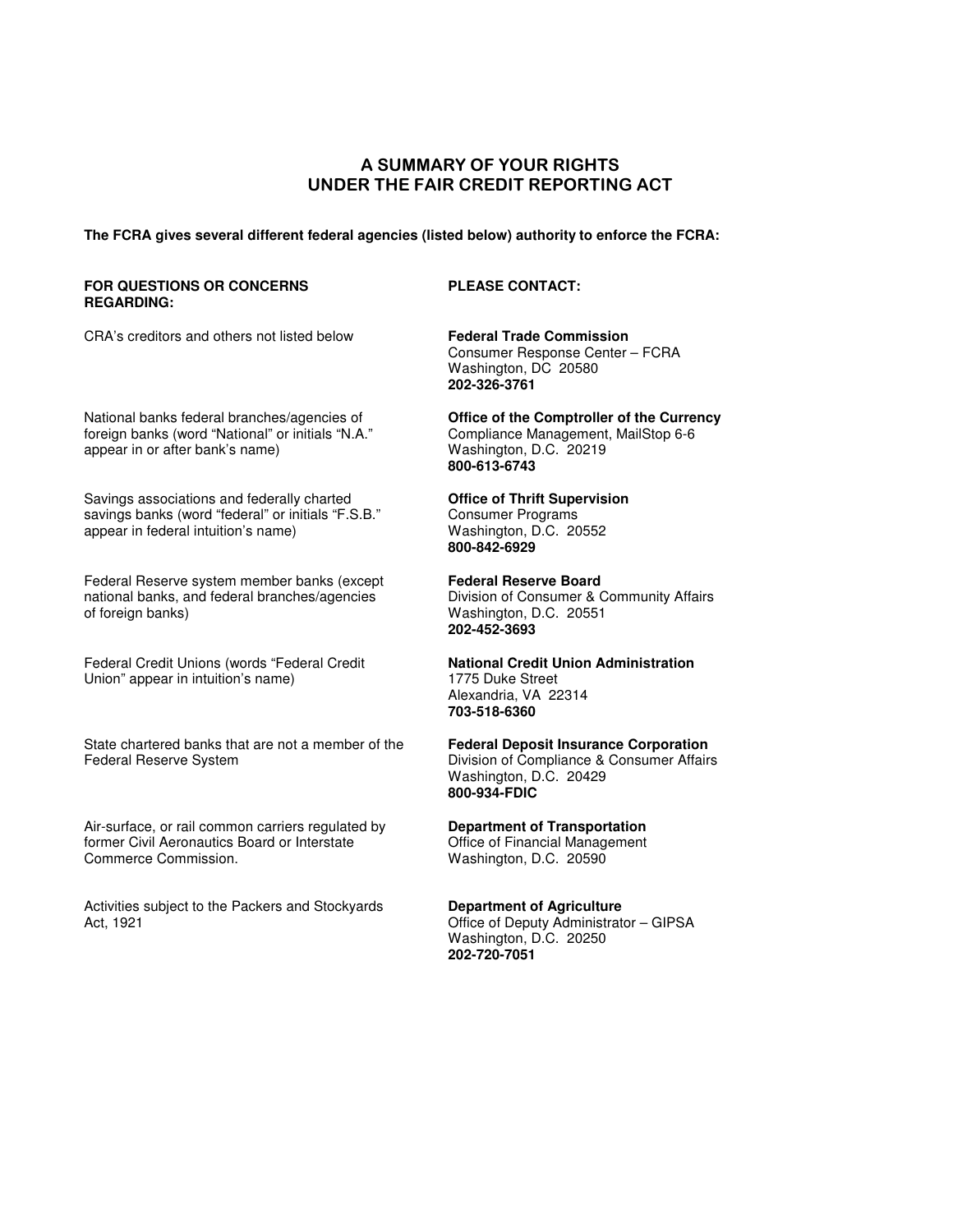# A SUMMARY OF YOUR RIGHTS UNDER THE FAIR CREDIT REPORTING ACT

**The FCRA gives several different federal agencies (listed below) authority to enforce the FCRA:**

| **FOR QUESTIONS OR CONCERNS REGARDING:** | **PLEASE CONTACT:** |
| --- | --- |
| CRA's creditors and others not listed below | **Federal Trade Commission**<br>Consumer Response Center – FCRA<br>Washington, DC 20580<br>**202-326-3761** |
| National banks federal branches/agencies of foreign banks (word "National" or initials "N.A." appear in or after bank's name) | **Office of the Comptroller of the Currency**<br>Compliance Management, MailStop 6-6<br>Washington, D.C. 20219<br>**800-613-6743** |
| Savings associations and federally charted savings banks (word "federal" or initials "F.S.B." appear in federal intuition's name) | **Office of Thrift Supervision**<br>Consumer Programs<br>Washington, D.C. 20552<br>**800-842-6929** |
| Federal Reserve system member banks (except national banks, and federal branches/agencies of foreign banks) | **Federal Reserve Board**<br>Division of Consumer & Community Affairs<br>Washington, D.C. 20551<br>**202-452-3693** |
| Federal Credit Unions (words "Federal Credit Union" appear in intuition's name) | **National Credit Union Administration**<br>1775 Duke Street<br>Alexandria, VA 22314<br>**703-518-6360** |
| State chartered banks that are not a member of the Federal Reserve System | **Federal Deposit Insurance Corporation**<br>Division of Compliance & Consumer Affairs<br>Washington, D.C. 20429<br>**800-934-FDIC** |
| Air-surface, or rail common carriers regulated by former Civil Aeronautics Board or Interstate Commerce Commission. | **Department of Transportation**<br>Office of Financial Management<br>Washington, D.C. 20590 |
| Activities subject to the Packers and Stockyards Act, 1921 | **Department of Agriculture**<br>Office of Deputy Administrator – GIPSA<br>Washington, D.C. 20250<br>**202-720-7051** |